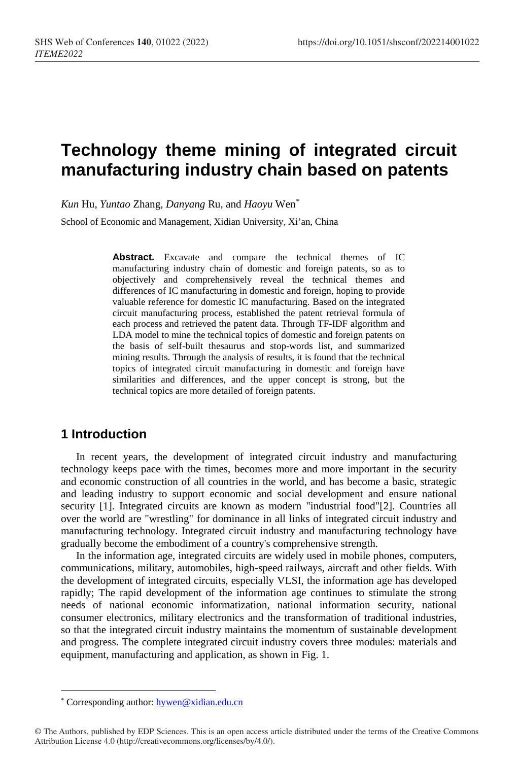# Technology theme mining of integrated circuit manufacturing industry chain based on patents

*Kun* Hu, *Yuntao* Zhang, *Danyang* Ru, and *Haoyu* Wen*

School of Economic and Management, Xidian University, Xi'an, China

**Abstract.** Excavate and compare the technical themes of IC manufacturing industry chain of domestic and foreign patents, so as to objectively and comprehensively reveal the technical themes and differences of IC manufacturing in domestic and foreign, hoping to provide valuable reference for domestic IC manufacturing. Based on the integrated circuit manufacturing process, established the patent retrieval formula of each process and retrieved the patent data. Through TF-IDF algorithm and LDA model to mine the technical topics of domestic and foreign patents on the basis of self-built thesaurus and stop-words list, and summarized mining results. Through the analysis of results, it is found that the technical topics of integrated circuit manufacturing in domestic and foreign have similarities and differences, and the upper concept is strong, but the technical topics are more detailed of foreign patents.

## 1 Introduction

In recent years, the development of integrated circuit industry and manufacturing technology keeps pace with the times, becomes more and more important in the security and economic construction of all countries in the world, and has become a basic, strategic and leading industry to support economic and social development and ensure national security [1]. Integrated circuits are known as modern "industrial food"[2]. Countries all over the world are "wrestling" for dominance in all links of integrated circuit industry and manufacturing technology. Integrated circuit industry and manufacturing technology have gradually become the embodiment of a country's comprehensive strength.

In the information age, integrated circuits are widely used in mobile phones, computers, communications, military, automobiles, high-speed railways, aircraft and other fields. With the development of integrated circuits, especially VLSI, the information age has developed rapidly; The rapid development of the information age continues to stimulate the strong needs of national economic informatization, national information security, national consumer electronics, military electronics and the transformation of traditional industries, so that the integrated circuit industry maintains the momentum of sustainable development and progress. The complete integrated circuit industry covers three modules: materials and equipment, manufacturing and application, as shown in Fig. 1.

* Corresponding author: hywen@xidian.edu.cn

© The Authors, published by EDP Sciences. This is an open access article distributed under the terms of the Creative Commons Attribution License 4.0 (http://creativecommons.org/licenses/by/4.0/).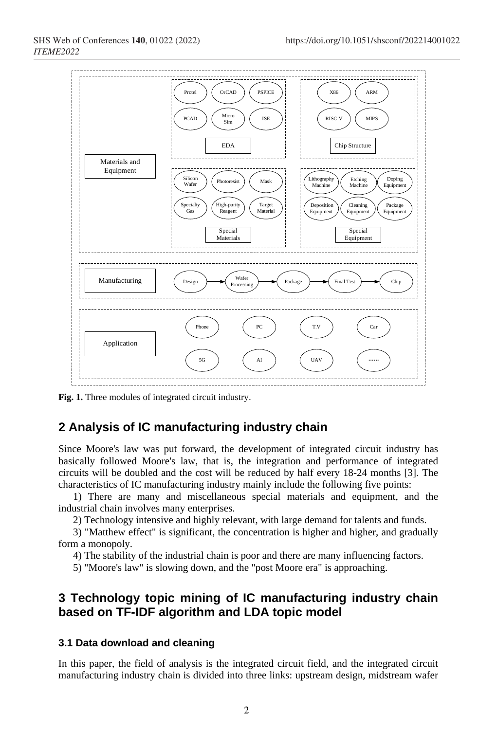Fig. 1. Three modules of integrated circuit industry.

## 2 Analysis of IC manufacturing industry chain

Since Moore's law was put forward, the development of integrated circuit industry has basically followed Moore's law, that is, the integration and performance of integrated circuits will be doubled and the cost will be reduced by half every 18-24 months [3]. The characteristics of IC manufacturing industry mainly include the following five points:

1) There are many and miscellaneous special materials and equipment, and the industrial chain involves many enterprises.

2) Technology intensive and highly relevant, with large demand for talents and funds.

3) "Matthew effect" is significant, the concentration is higher and higher, and gradually form a monopoly.

4) The stability of the industrial chain is poor and there are many influencing factors.

5) "Moore's law" is slowing down, and the "post Moore era" is approaching.

## 3 Technology topic mining of IC manufacturing industry chain based on TF-IDF algorithm and LDA topic model

### 3.1 Data download and cleaning

In this paper, the field of analysis is the integrated circuit field, and the integrated circuit manufacturing industry chain is divided into three links: upstream design, midstream wafer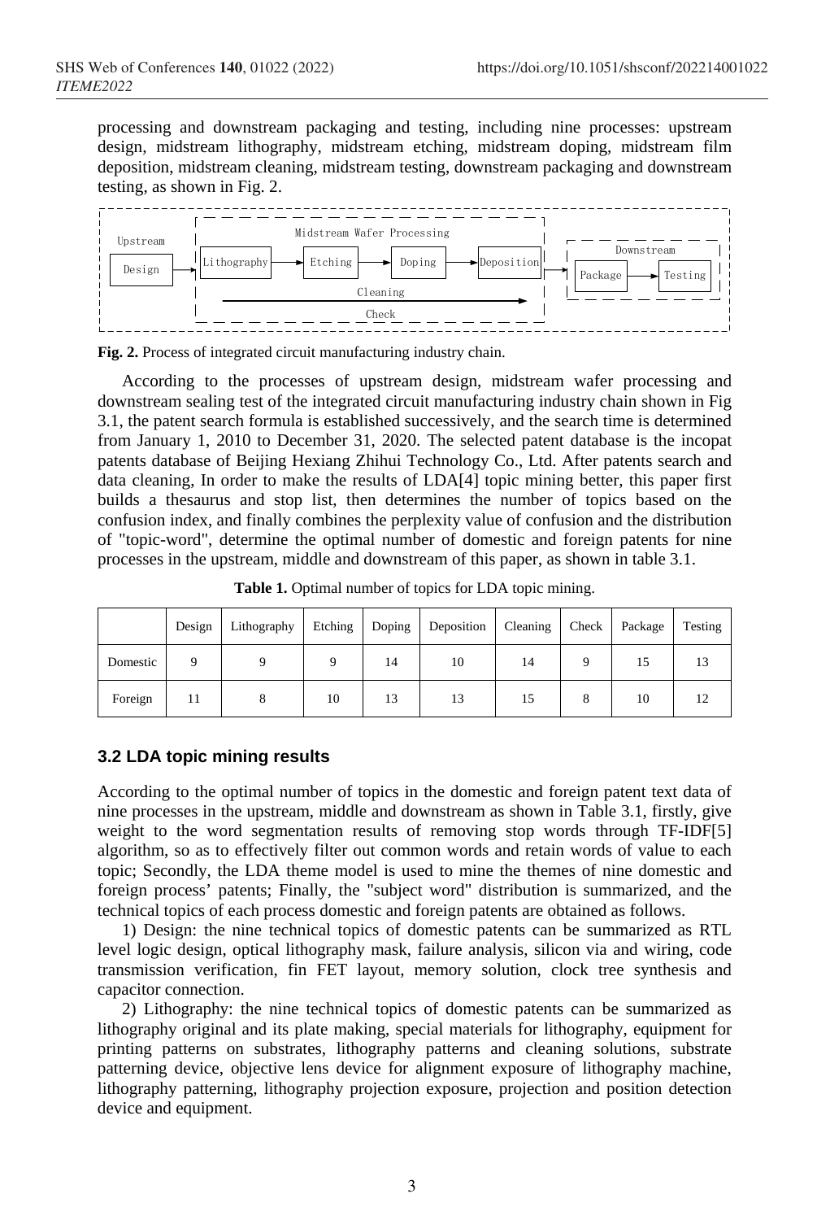processing and downstream packaging and testing, including nine processes: upstream design, midstream lithography, midstream etching, midstream doping, midstream film deposition, midstream cleaning, midstream testing, downstream packaging and downstream testing, as shown in Fig. 2.

**Fig. 2.** Process of integrated circuit manufacturing industry chain.

According to the processes of upstream design, midstream wafer processing and downstream sealing test of the integrated circuit manufacturing industry chain shown in Fig 3.1, the patent search formula is established successively, and the search time is determined from January 1, 2010 to December 31, 2020. The selected patent database is the incopat patents database of Beijing Hexiang Zhihui Technology Co., Ltd. After patents search and data cleaning, In order to make the results of LDA[4] topic mining better, this paper first builds a thesaurus and stop list, then determines the number of topics based on the confusion index, and finally combines the perplexity value of confusion and the distribution of "topic-word", determine the optimal number of domestic and foreign patents for nine processes in the upstream, middle and downstream of this paper, as shown in table 3.1.

**Table 1.** Optimal number of topics for LDA topic mining.

| | Design | Lithography | Etching | Doping | Deposition | Cleaning | Check | Package | Testing |
|---|---|---|---|---|---|---|---|---|---|
| Domestic | 9 | 9 | 9 | 14 | 10 | 14 | 9 | 15 | 13 |
| Foreign | 11 | 8 | 10 | 13 | 13 | 15 | 8 | 10 | 12 |

### 3.2 LDA topic mining results

According to the optimal number of topics in the domestic and foreign patent text data of nine processes in the upstream, middle and downstream as shown in Table 3.1, firstly, give weight to the word segmentation results of removing stop words through TF-IDF[5] algorithm, so as to effectively filter out common words and retain words of value to each topic; Secondly, the LDA theme model is used to mine the themes of nine domestic and foreign process' patents; Finally, the "subject word" distribution is summarized, and the technical topics of each process domestic and foreign patents are obtained as follows.

1) Design: the nine technical topics of domestic patents can be summarized as RTL level logic design, optical lithography mask, failure analysis, silicon via and wiring, code transmission verification, fin FET layout, memory solution, clock tree synthesis and capacitor connection.

2) Lithography: the nine technical topics of domestic patents can be summarized as lithography original and its plate making, special materials for lithography, equipment for printing patterns on substrates, lithography patterns and cleaning solutions, substrate patterning device, objective lens device for alignment exposure of lithography machine, lithography patterning, lithography projection exposure, projection and position detection device and equipment.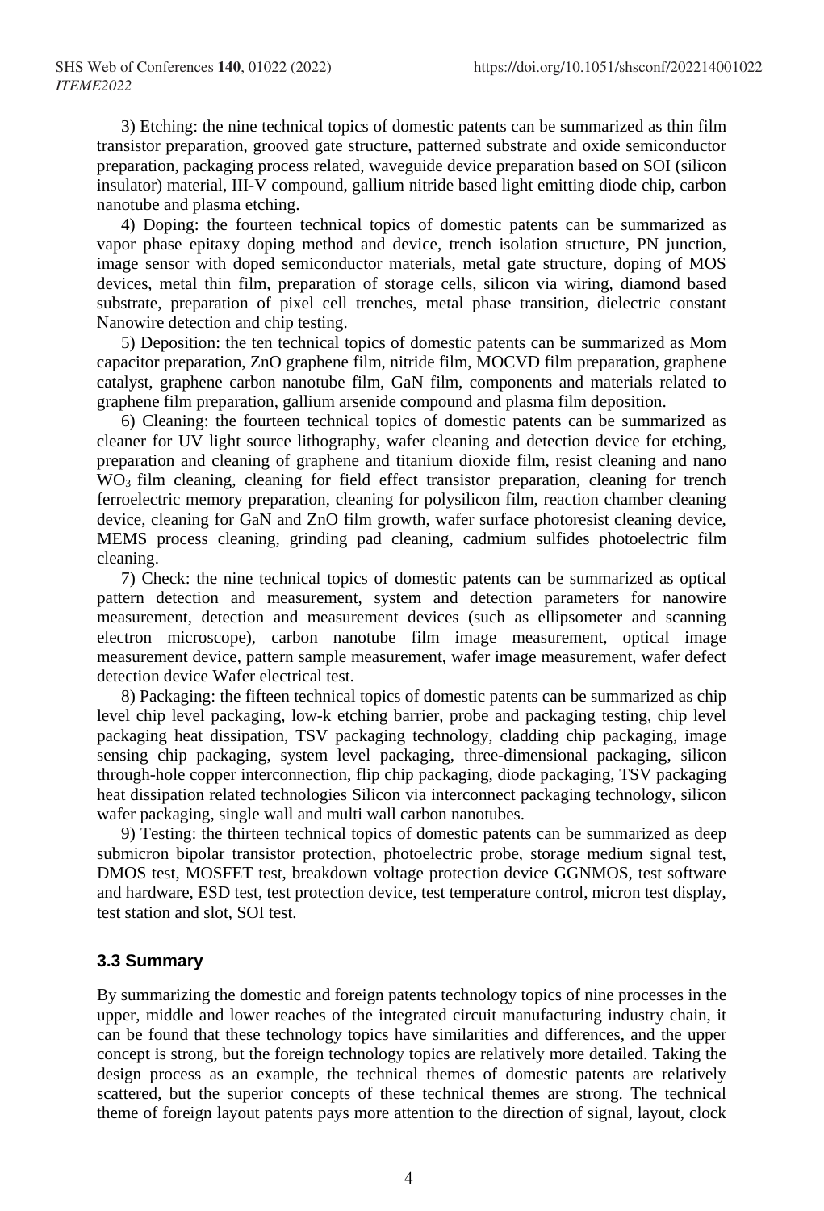3) Etching: the nine technical topics of domestic patents can be summarized as thin film transistor preparation, grooved gate structure, patterned substrate and oxide semiconductor preparation, packaging process related, waveguide device preparation based on SOI (silicon insulator) material, III-V compound, gallium nitride based light emitting diode chip, carbon nanotube and plasma etching.

4) Doping: the fourteen technical topics of domestic patents can be summarized as vapor phase epitaxy doping method and device, trench isolation structure, PN junction, image sensor with doped semiconductor materials, metal gate structure, doping of MOS devices, metal thin film, preparation of storage cells, silicon via wiring, diamond based substrate, preparation of pixel cell trenches, metal phase transition, dielectric constant Nanowire detection and chip testing.

5) Deposition: the ten technical topics of domestic patents can be summarized as Mom capacitor preparation, ZnO graphene film, nitride film, MOCVD film preparation, graphene catalyst, graphene carbon nanotube film, GaN film, components and materials related to graphene film preparation, gallium arsenide compound and plasma film deposition.

6) Cleaning: the fourteen technical topics of domestic patents can be summarized as cleaner for UV light source lithography, wafer cleaning and detection device for etching, preparation and cleaning of graphene and titanium dioxide film, resist cleaning and nano $WO_3$ film cleaning, cleaning for field effect transistor preparation, cleaning for trench ferroelectric memory preparation, cleaning for polysilicon film, reaction chamber cleaning device, cleaning for GaN and ZnO film growth, wafer surface photoresist cleaning device, MEMS process cleaning, grinding pad cleaning, cadmium sulfides photoelectric film cleaning.

7) Check: the nine technical topics of domestic patents can be summarized as optical pattern detection and measurement, system and detection parameters for nanowire measurement, detection and measurement devices (such as ellipsometer and scanning electron microscope), carbon nanotube film image measurement, optical image measurement device, pattern sample measurement, wafer image measurement, wafer defect detection device Wafer electrical test.

8) Packaging: the fifteen technical topics of domestic patents can be summarized as chip level chip level packaging, low-k etching barrier, probe and packaging testing, chip level packaging heat dissipation, TSV packaging technology, cladding chip packaging, image sensing chip packaging, system level packaging, three-dimensional packaging, silicon through-hole copper interconnection, flip chip packaging, diode packaging, TSV packaging heat dissipation related technologies Silicon via interconnect packaging technology, silicon wafer packaging, single wall and multi wall carbon nanotubes.

9) Testing: the thirteen technical topics of domestic patents can be summarized as deep submicron bipolar transistor protection, photoelectric probe, storage medium signal test, DMOS test, MOSFET test, breakdown voltage protection device GGNMOS, test software and hardware, ESD test, test protection device, test temperature control, micron test display, test station and slot, SOI test.

### 3.3 Summary

By summarizing the domestic and foreign patents technology topics of nine processes in the upper, middle and lower reaches of the integrated circuit manufacturing industry chain, it can be found that these technology topics have similarities and differences, and the upper concept is strong, but the foreign technology topics are relatively more detailed. Taking the design process as an example, the technical themes of domestic patents are relatively scattered, but the superior concepts of these technical themes are strong. The technical theme of foreign layout patents pays more attention to the direction of signal, layout, clock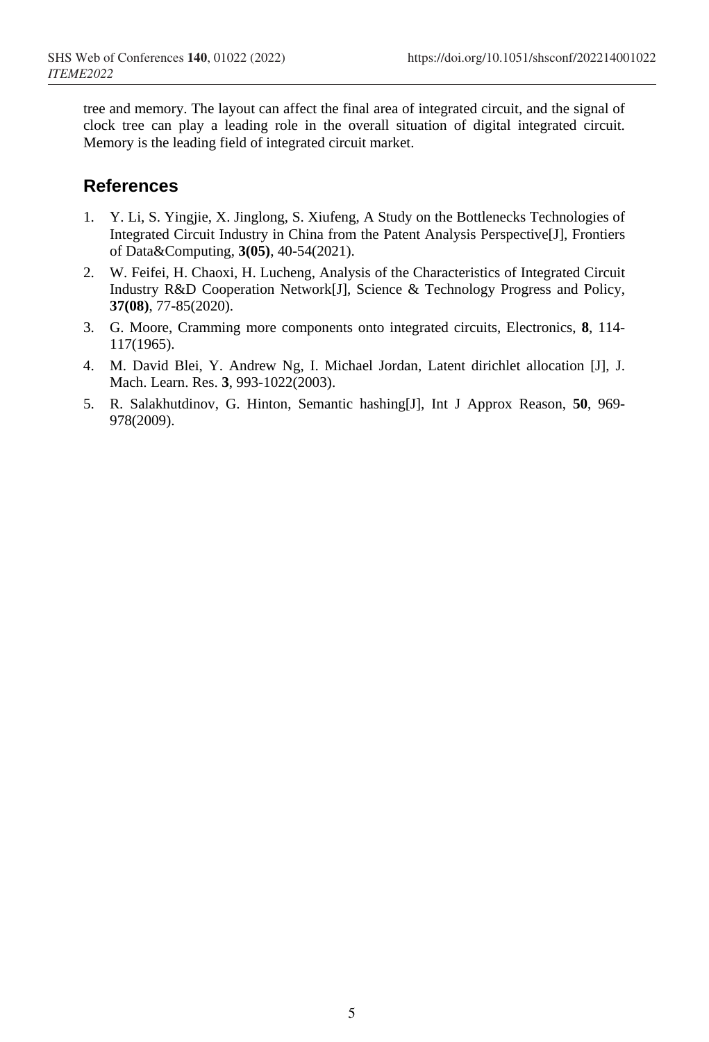tree and memory. The layout can affect the final area of integrated circuit, and the signal of clock tree can play a leading role in the overall situation of digital integrated circuit. Memory is the leading field of integrated circuit market.

## References

1. Y. Li, S. Yingjie, X. Jinglong, S. Xiufeng, A Study on the Bottlenecks Technologies of Integrated Circuit Industry in China from the Patent Analysis Perspective[J], Frontiers of Data&Computing, **3(05)**, 40-54(2021).
2. W. Feifei, H. Chaoxi, H. Lucheng, Analysis of the Characteristics of Integrated Circuit Industry R&D Cooperation Network[J], Science & Technology Progress and Policy, **37(08)**, 77-85(2020).
3. G. Moore, Cramming more components onto integrated circuits, Electronics, **8**, 114-117(1965).
4. M. David Blei, Y. Andrew Ng, I. Michael Jordan, Latent dirichlet allocation [J], J. Mach. Learn. Res. **3**, 993-1022(2003).
5. R. Salakhutdinov, G. Hinton, Semantic hashing[J], Int J Approx Reason, **50**, 969-978(2009).